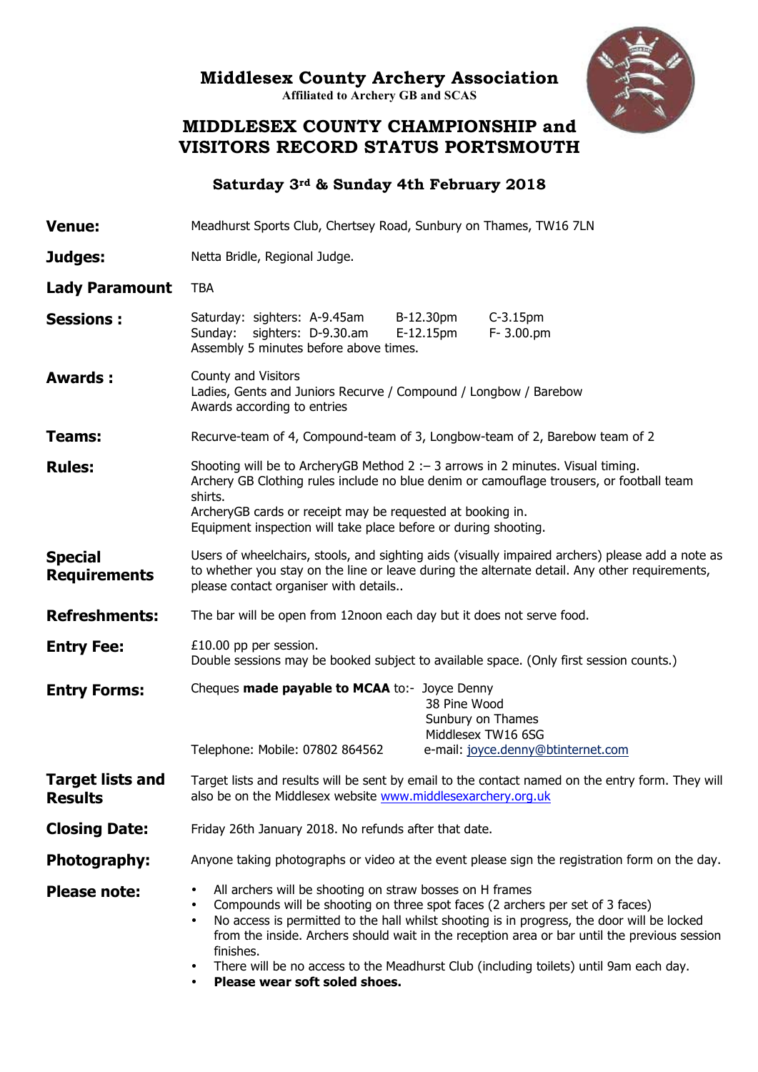# Middlesex County Archery Association

**Affiliated to Archery GB and SCAS**

## MIDDLESEX COUNTY CHAMPIONSHIP and VISITORS RECORD STATUS PORTSMOUTH

### Saturday 3rd & Sunday 4th February 2018

**Venue:** Meadhurst Sports Club, Chertsey Road, Sunbury on Thames, TW16 7LN

**Judges:** Netta Bridle, Regional Judge.

**Lady Paramount** TBA

**Sessions :**
Saturday: sighters: A-9.45am B-12.30pm C-3.15pm
Sunday: sighters: D-9.30.am E-12.15pm F- 3.00.pm
Assembly 5 minutes before above times.

**Awards :**
County and Visitors
Ladies, Gents and Juniors Recurve / Compound / Longbow / Barebow
Awards according to entries

**Teams:** Recurve-team of 4, Compound-team of 3, Longbow-team of 2, Barebow team of 2

**Rules:**
Shooting will be to ArcheryGB Method 2 :– 3 arrows in 2 minutes. Visual timing.
Archery GB Clothing rules include no blue denim or camouflage trousers, or football team shirts.
ArcheryGB cards or receipt may be requested at booking in.
Equipment inspection will take place before or during shooting.

**Special Requirements:** Users of wheelchairs, stools, and sighting aids (visually impaired archers) please add a note as to whether you stay on the line or leave during the alternate detail. Any other requirements, please contact organiser with details..

**Refreshments:** The bar will be open from 12noon each day but it does not serve food.

**Entry Fee:**
£10.00 pp per session.
Double sessions may be booked subject to available space. (Only first session counts.)

**Entry Forms:**
Cheques **made payable to MCAA** to:- Joyce Denny
38 Pine Wood
Sunbury on Thames
Middlesex TW16 6SG
Telephone: Mobile: 07802 864562 e-mail: joyce.denny@btinternet.com

**Target lists and Results:** Target lists and results will be sent by email to the contact named on the entry form. They will also be on the Middlesex website www.middlesexarchery.org.uk

**Closing Date:** Friday 26th January 2018. No refunds after that date.

**Photography:** Anyone taking photographs or video at the event please sign the registration form on the day.

**Please note:**

- All archers will be shooting on straw bosses on H frames
- Compounds will be shooting on three spot faces (2 archers per set of 3 faces)
- No access is permitted to the hall whilst shooting is in progress, the door will be locked from the inside. Archers should wait in the reception area or bar until the previous session finishes.
- There will be no access to the Meadhurst Club (including toilets) until 9am each day.
- **Please wear soft soled shoes.**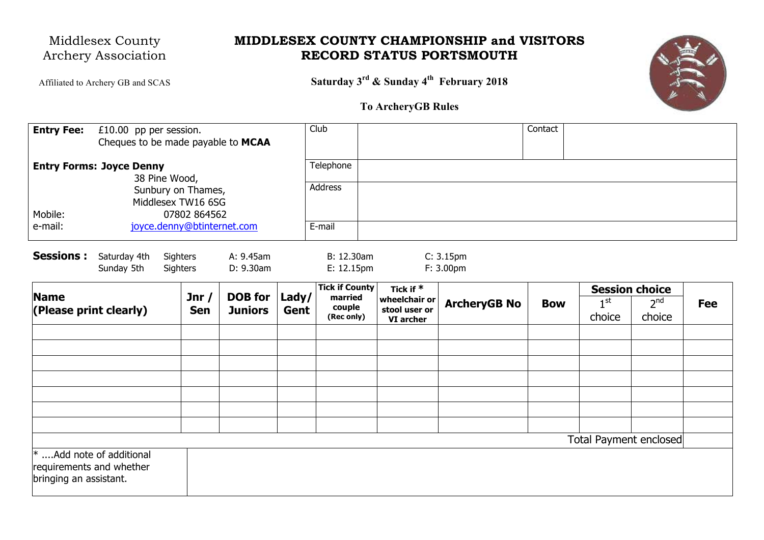Middlesex County
Archery Association

Affiliated to Archery GB and SCAS

# MIDDLESEX COUNTY CHAMPIONSHIP and VISITORS RECORD STATUS PORTSMOUTH

**Saturday 3rd & Sunday 4th February 2018**

**To ArcheryGB Rules**

| | | | | | |
|---|---|---|---|---|---|
| **Entry Fee:** £10.00 pp per session. Cheques to be made payable to **MCAA** | | Club | | Contact | |
| **Entry Forms: Joyce Denny** 38 Pine Wood, Sunbury on Thames, Middlesex TW16 6SG | | Telephone | | | |
| Mobile: | 07802 864562 | Address | | | |
| e-mail: | joyce.denny@btinternet.com | E-mail | | | |

**Sessions :** Saturday 4th Sighters A: 9.45am B: 12.30am C: 3.15pm
Sunday 5th Sighters D: 9.30am E: 12.15pm F: 3.00pm

| Name (Please print clearly) | Jnr / Sen | DOB for Juniors | Lady/ Gent | Tick if County married couple (Rec only) | Tick if * wheelchair or stool user or VI archer | ArcheryGB No | Bow | Session choice | | Fee |
|---|---|---|---|---|---|---|---|---|---|---|
| | | | | | | | | 1st choice | 2nd choice | |
| | | | | | | | | | | |
| | | | | | | | | | | |
| | | | | | | | | | | |
| | | | | | | | | | | |
| | | | | | | | | | | |
| | | | | | | | | | | |
| | | | | | | | | | | |
| | | | | | | | | | Total Payment enclosed | |

| | |
|---|---|
| * ....Add note of additional requirements and whether bringing an assistant. | |